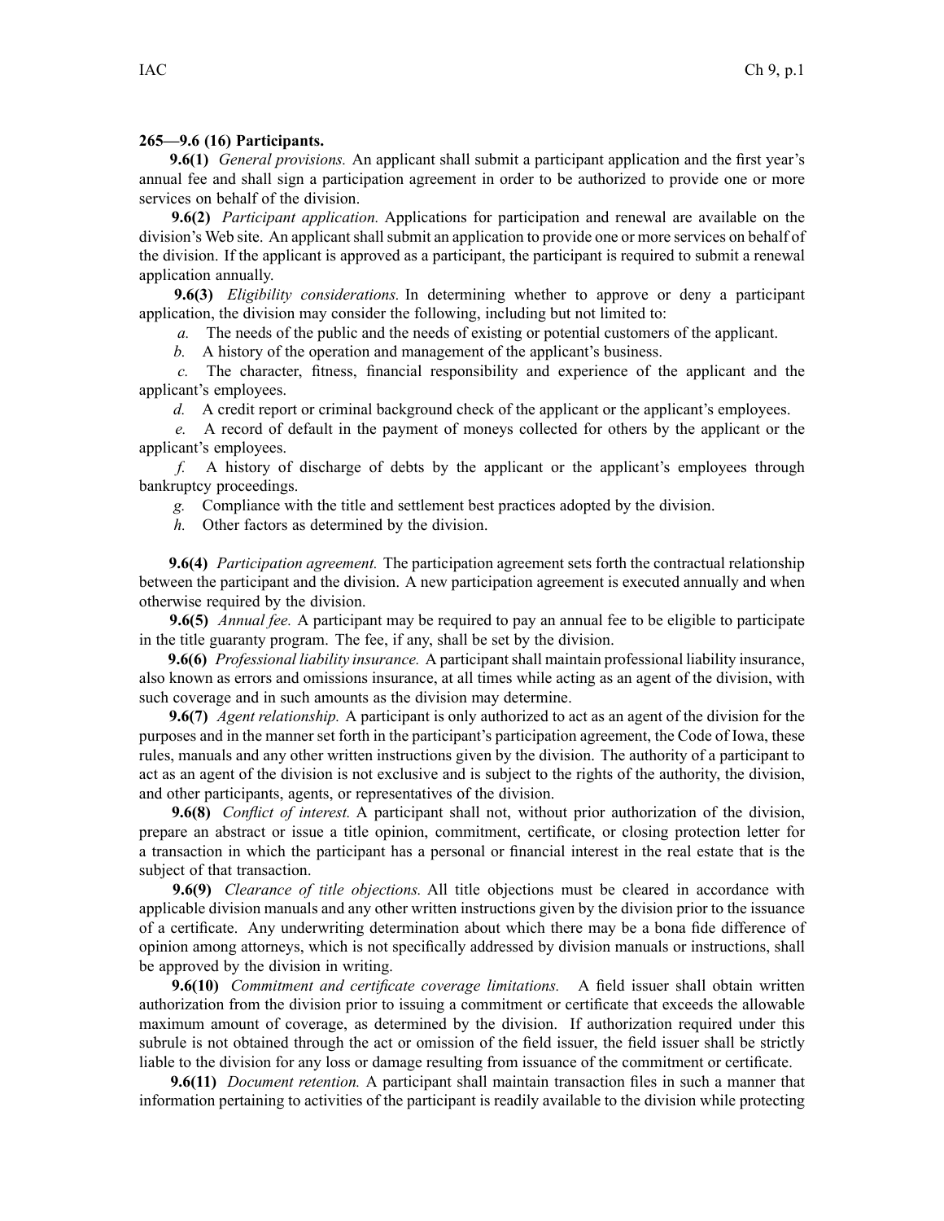**265—9.6 (16) Participants.**

**9.6(1)** *General provisions.* An applicant shall submit a participant application and the first year's annual fee and shall sign a participation agreement in order to be authorized to provide one or more services on behalf of the division.

**9.6(2)** *Participant application.* Applications for participation and renewal are available on the division's Web site. An applicant shall submit an application to provide one or more services on behalf of the division. If the applicant is approved as a participant, the participant is required to submit a renewal application annually.

**9.6(3)** *Eligibility considerations.* In determining whether to approve or deny a participant application, the division may consider the following, including but not limited to:

*a.* The needs of the public and the needs of existing or potential customers of the applicant.

*b.* A history of the operation and management of the applicant's business.

*c.* The character, fitness, financial responsibility and experience of the applicant and the applicant's employees.

*d.* A credit report or criminal background check of the applicant or the applicant's employees.

*e.* A record of default in the payment of moneys collected for others by the applicant or the applicant's employees.

*f.* A history of discharge of debts by the applicant or the applicant's employees through bankruptcy proceedings.

*g.* Compliance with the title and settlement best practices adopted by the division.

*h.* Other factors as determined by the division.

**9.6(4)** *Participation agreement.* The participation agreement sets forth the contractual relationship between the participant and the division. A new participation agreement is executed annually and when otherwise required by the division.

**9.6(5)** *Annual fee.* A participant may be required to pay an annual fee to be eligible to participate in the title guaranty program. The fee, if any, shall be set by the division.

**9.6(6)** *Professional liability insurance.* A participant shall maintain professional liability insurance, also known as errors and omissions insurance, at all times while acting as an agent of the division, with such coverage and in such amounts as the division may determine.

**9.6(7)** *Agent relationship.* A participant is only authorized to act as an agent of the division for the purposes and in the manner set forth in the participant's participation agreement, the Code of Iowa, these rules, manuals and any other written instructions given by the division. The authority of a participant to act as an agent of the division is not exclusive and is subject to the rights of the authority, the division, and other participants, agents, or representatives of the division.

**9.6(8)** *Conflict of interest.* A participant shall not, without prior authorization of the division, prepare an abstract or issue a title opinion, commitment, certificate, or closing protection letter for a transaction in which the participant has a personal or financial interest in the real estate that is the subject of that transaction.

**9.6(9)** *Clearance of title objections.* All title objections must be cleared in accordance with applicable division manuals and any other written instructions given by the division prior to the issuance of a certificate. Any underwriting determination about which there may be a bona fide difference of opinion among attorneys, which is not specifically addressed by division manuals or instructions, shall be approved by the division in writing.

**9.6(10)** *Commitment and certificate coverage limitations.* A field issuer shall obtain written authorization from the division prior to issuing a commitment or certificate that exceeds the allowable maximum amount of coverage, as determined by the division. If authorization required under this subrule is not obtained through the act or omission of the field issuer, the field issuer shall be strictly liable to the division for any loss or damage resulting from issuance of the commitment or certificate.

**9.6(11)** *Document retention.* A participant shall maintain transaction files in such a manner that information pertaining to activities of the participant is readily available to the division while protecting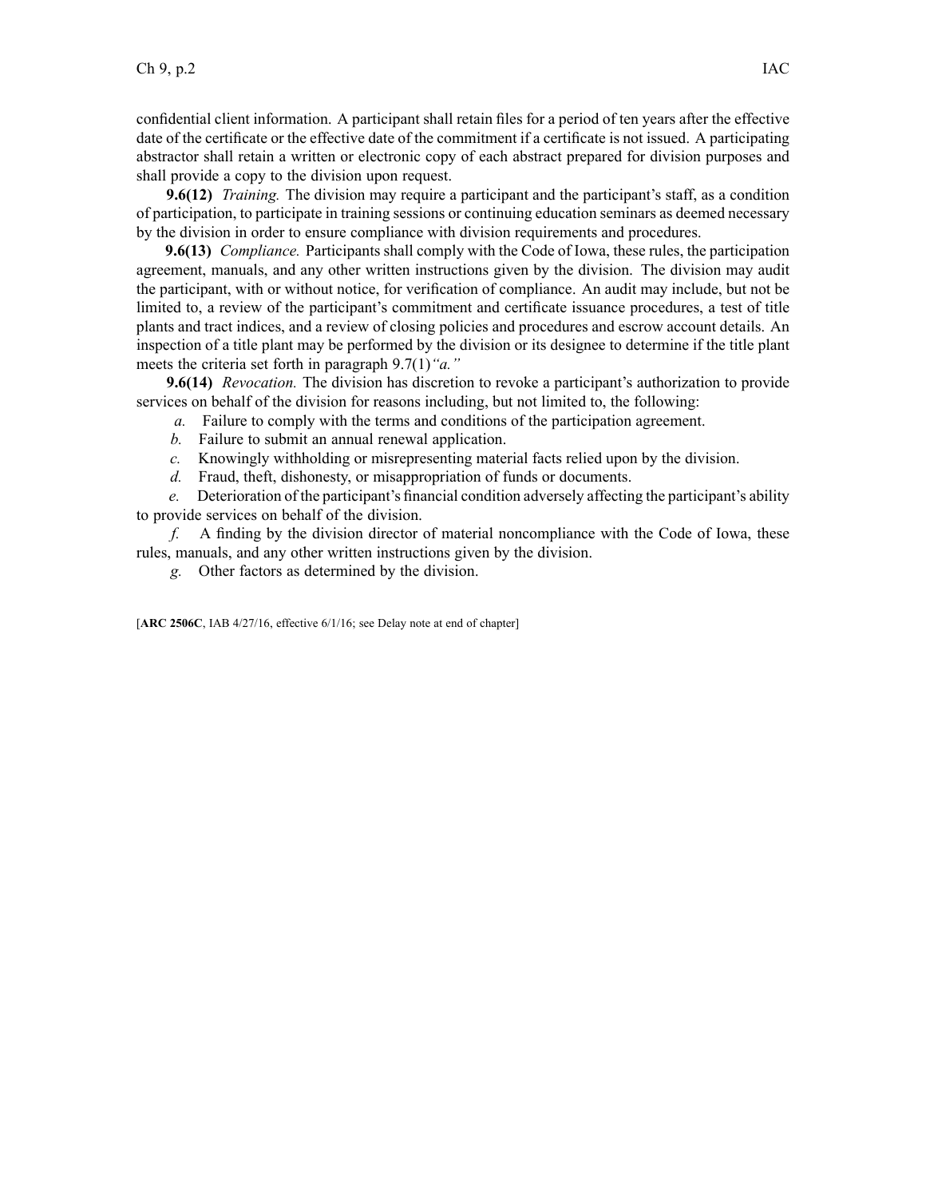confidential client information. A participant shall retain files for a period of ten years after the effective date of the certificate or the effective date of the commitment if a certificate is not issued. A participating abstractor shall retain a written or electronic copy of each abstract prepared for division purposes and shall provide a copy to the division upon request.

**9.6(12)** *Training.* The division may require a participant and the participant's staff, as a condition of participation, to participate in training sessions or continuing education seminars as deemed necessary by the division in order to ensure compliance with division requirements and procedures.

**9.6(13)** *Compliance.* Participants shall comply with the Code of Iowa, these rules, the participation agreement, manuals, and any other written instructions given by the division. The division may audit the participant, with or without notice, for verification of compliance. An audit may include, but not be limited to, a review of the participant's commitment and certificate issuance procedures, a test of title plants and tract indices, and a review of closing policies and procedures and escrow account details. An inspection of a title plant may be performed by the division or its designee to determine if the title plant meets the criteria set forth in paragraph 9.7(1)*"a."*

**9.6(14)** *Revocation.* The division has discretion to revoke a participant's authorization to provide services on behalf of the division for reasons including, but not limited to, the following:

*a.* Failure to comply with the terms and conditions of the participation agreement.

*b.* Failure to submit an annual renewal application.

*c.* Knowingly withholding or misrepresenting material facts relied upon by the division.

*d.* Fraud, theft, dishonesty, or misappropriation of funds or documents.

*e.* Deterioration of the participant's financial condition adversely affecting the participant's ability to provide services on behalf of the division.

*f.* A finding by the division director of material noncompliance with the Code of Iowa, these rules, manuals, and any other written instructions given by the division.

*g.* Other factors as determined by the division.

[**ARC 2506C**, IAB 4/27/16, effective 6/1/16; see Delay note at end of chapter]